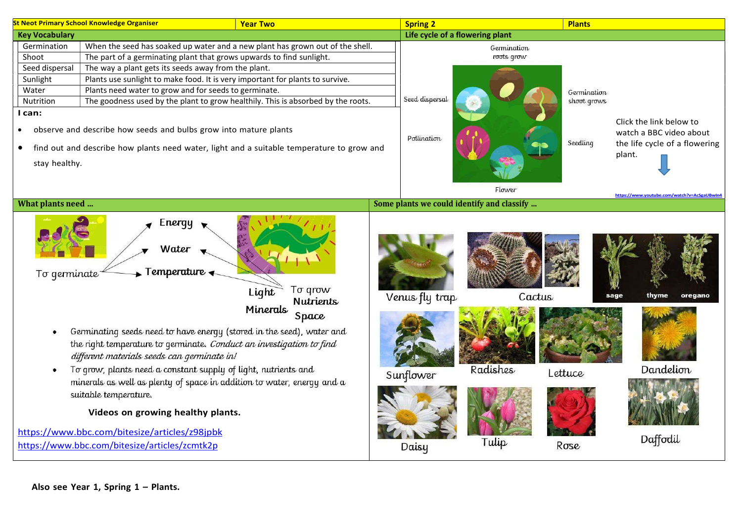| St Neot Primary School Knowledge Organiser | Year Two | Spring 2 | Plants |
|---|---|---|---|

## Key Vocabulary

| Term | Definition |
|---|---|
| Germination | When the seed has soaked up water and a new plant has grown out of the shell. |
| Shoot | The part of a germinating plant that grows upwards to find sunlight. |
| Seed dispersal | The way a plant gets its seeds away from the plant. |
| Sunlight | Plants use sunlight to make food. It is very important for plants to survive. |
| Water | Plants need water to grow and for seeds to germinate. |
| Nutrition | The goodness used by the plant to grow healthily. This is absorbed by the roots. |

**I can:**

- observe and describe how seeds and bulbs grow into mature plants
- find out and describe how plants need water, light and a suitable temperature to grow and stay healthy.

## Life cycle of a flowering plant

Germination roots grow

Germination shoot grows

Seedling

Flower

Pollination

Seed dispersal

Click the link below to watch a BBC video about the life cycle of a flowering plant.

https://www.youtube.com/watch?v=AcSgaUBwln4

## What plants need …

To germinate → Energy, Water, Temperature

To grow → Energy, Water, Temperature, Light, Nutrients, Minerals, Space

- Germinating seeds need to have energy (stored in the seed), water and the right temperature to germinate. *Conduct an investigation to find different materials seeds can germinate in!*
- To grow, plants need a constant supply of light, nutrients and minerals as well as plenty of space in addition to water, energy and a suitable temperature.

**Videos on growing healthy plants.**

https://www.bbc.com/bitesize/articles/z98jpbk

https://www.bbc.com/bitesize/articles/zcmtk2p

## Some plants we could identify and classify …

Venus fly trap, Cactus, sage, thyme, oregano, Sunflower, Radishes, Lettuce, Dandelion, Daisy, Tulip, Rose, Daffodil

**Also see Year 1, Spring 1 – Plants.**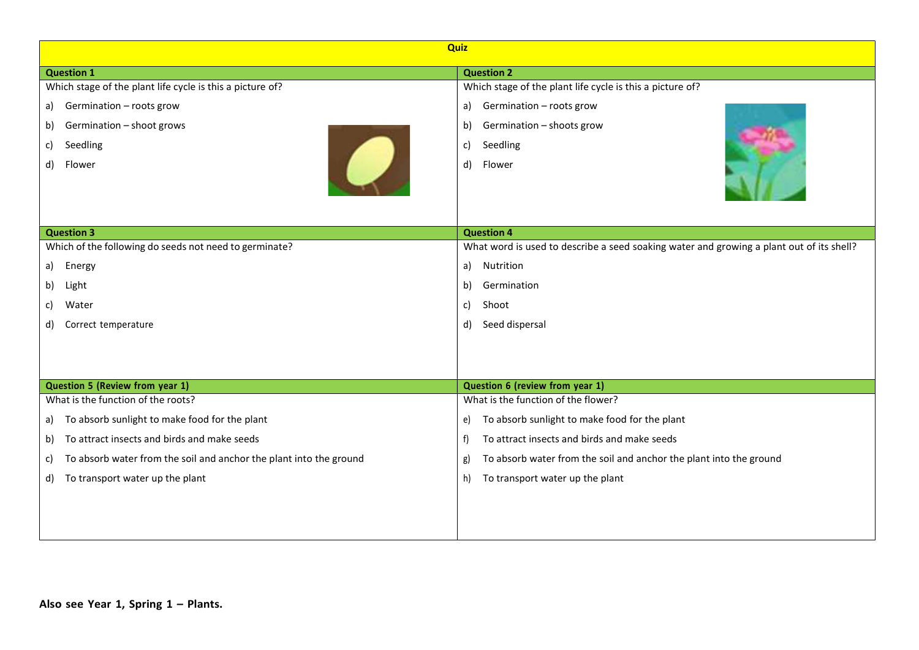## Quiz

### Question 1

Which stage of the plant life cycle is this a picture of?

a) Germination – roots grow

b) Germination – shoot grows

c) Seedling

d) Flower

### Question 2

Which stage of the plant life cycle is this a picture of?

a) Germination – roots grow

b) Germination – shoots grow

c) Seedling

d) Flower

### Question 3

Which of the following do seeds not need to germinate?

a) Energy

b) Light

c) Water

d) Correct temperature

### Question 4

What word is used to describe a seed soaking water and growing a plant out of its shell?

a) Nutrition

b) Germination

c) Shoot

d) Seed dispersal

### Question 5 (Review from year 1)

What is the function of the roots?

a) To absorb sunlight to make food for the plant

b) To attract insects and birds and make seeds

c) To absorb water from the soil and anchor the plant into the ground

d) To transport water up the plant

### Question 6 (review from year 1)

What is the function of the flower?

e) To absorb sunlight to make food for the plant

f) To attract insects and birds and make seeds

g) To absorb water from the soil and anchor the plant into the ground

h) To transport water up the plant

**Also see Year 1, Spring 1 – Plants.**